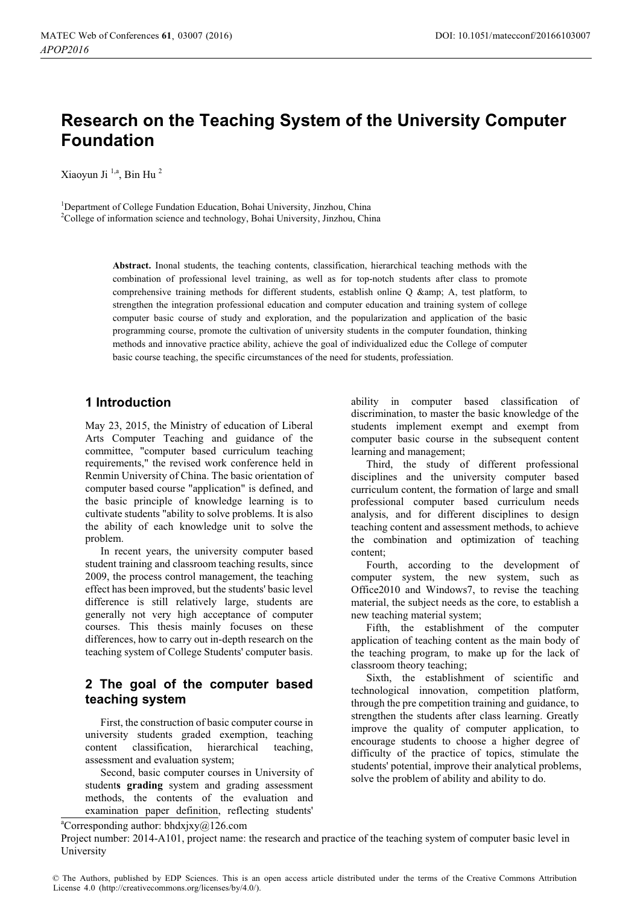# Research on the Teaching System of the University Computer Foundation

Xiaoyun Ji [1,a], Bin Hu [2]

[1]Department of College Fundation Education, Bohai University, Jinzhou, China
[2]College of information science and technology, Bohai University, Jinzhou, China

**Abstract.** Inonal students, the teaching contents, classification, hierarchical teaching methods with the combination of professional level training, as well as for top-notch students after class to promote comprehensive training methods for different students, establish online Q &amp; A, test platform, to strengthen the integration professional education and computer education and training system of college computer basic course of study and exploration, and the popularization and application of the basic programming course, promote the cultivation of university students in the computer foundation, thinking methods and innovative practice ability, achieve the goal of individualized educ the College of computer basic course teaching, the specific circumstances of the need for students, professiation.

## 1 Introduction

May 23, 2015, the Ministry of education of Liberal Arts Computer Teaching and guidance of the committee, "computer based curriculum teaching requirements," the revised work conference held in Renmin University of China. The basic orientation of computer based course "application" is defined, and the basic principle of knowledge learning is to cultivate students "ability to solve problems. It is also the ability of each knowledge unit to solve the problem.

In recent years, the university computer based student training and classroom teaching results, since 2009, the process control management, the teaching effect has been improved, but the students' basic level difference is still relatively large, students are generally not very high acceptance of computer courses. This thesis mainly focuses on these differences, how to carry out in-depth research on the teaching system of College Students' computer basis.

## 2 The goal of the computer based teaching system

First, the construction of basic computer course in university students graded exemption, teaching content classification, hierarchical teaching, assessment and evaluation system;

Second, basic computer courses in University of student**s grading** system and grading assessment methods, the contents of the evaluation and examination paper definition, reflecting students' ability in computer based classification of discrimination, to master the basic knowledge of the students implement exempt and exempt from computer basic course in the subsequent content learning and management;

Third, the study of different professional disciplines and the university computer based curriculum content, the formation of large and small professional computer based curriculum needs analysis, and for different disciplines to design teaching content and assessment methods, to achieve the combination and optimization of teaching content;

Fourth, according to the development of computer system, the new system, such as Office2010 and Windows7, to revise the teaching material, the subject needs as the core, to establish a new teaching material system;

Fifth, the establishment of the computer application of teaching content as the main body of the teaching program, to make up for the lack of classroom theory teaching;

Sixth, the establishment of scientific and technological innovation, competition platform, through the pre competition training and guidance, to strengthen the students after class learning. Greatly improve the quality of computer application, to encourage students to choose a higher degree of difficulty of the practice of topics, stimulate the students' potential, improve their analytical problems, solve the problem of ability and ability to do.

[a]Corresponding author: bhdxjxy@126.com
Project number: 2014-A101, project name: the research and practice of the teaching system of computer basic level in University

© The Authors, published by EDP Sciences. This is an open access article distributed under the terms of the Creative Commons Attribution License 4.0 (http://creativecommons.org/licenses/by/4.0/).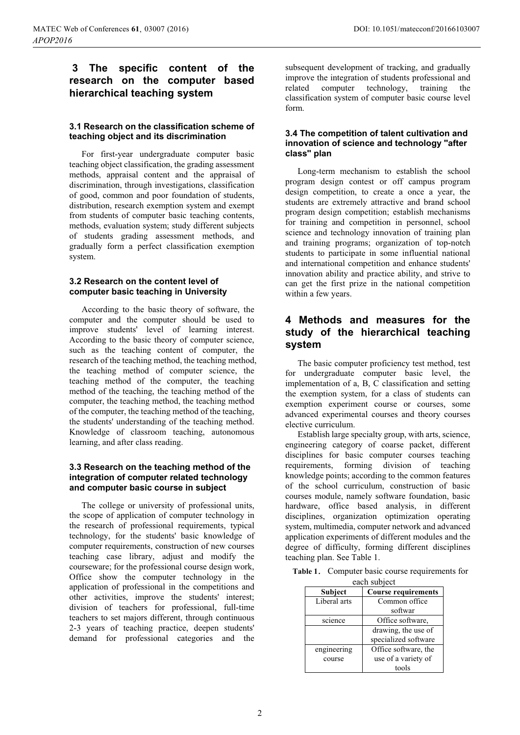## 3 The specific content of the research on the computer based hierarchical teaching system

### 3.1 Research on the classification scheme of teaching object and its discrimination

For first-year undergraduate computer basic teaching object classification, the grading assessment methods, appraisal content and the appraisal of discrimination, through investigations, classification of good, common and poor foundation of students, distribution, research exemption system and exempt from students of computer basic teaching contents, methods, evaluation system; study different subjects of students grading assessment methods, and gradually form a perfect classification exemption system.

### 3.2 Research on the content level of computer basic teaching in University

According to the basic theory of software, the computer and the computer should be used to improve students' level of learning interest. According to the basic theory of computer science, such as the teaching content of computer, the research of the teaching method, the teaching method, the teaching method of computer science, the teaching method of the computer, the teaching method of the teaching, the teaching method of the computer, the teaching method, the teaching method of the computer, the teaching method of the teaching, the students' understanding of the teaching method. Knowledge of classroom teaching, autonomous learning, and after class reading.

### 3.3 Research on the teaching method of the integration of computer related technology and computer basic course in subject

The college or university of professional units, the scope of application of computer technology in the research of professional requirements, typical technology, for the students' basic knowledge of computer requirements, construction of new courses teaching case library, adjust and modify the courseware; for the professional course design work, Office show the computer technology in the application of professional in the competitions and other activities, improve the students' interest; division of teachers for professional, full-time teachers to set majors different, through continuous 2-3 years of teaching practice, deepen students' demand for professional categories and the subsequent development of tracking, and gradually improve the integration of students professional and related computer technology, training the classification system of computer basic course level form.

### 3.4 The competition of talent cultivation and innovation of science and technology "after class" plan

Long-term mechanism to establish the school program design contest or off campus program design competition, to create a once a year, the students are extremely attractive and brand school program design competition; establish mechanisms for training and competition in personnel, school science and technology innovation of training plan and training programs; organization of top-notch students to participate in some influential national and international competition and enhance students' innovation ability and practice ability, and strive to can get the first prize in the national competition within a few years.

## 4 Methods and measures for the study of the hierarchical teaching system

The basic computer proficiency test method, test for undergraduate computer basic level, the implementation of a, B, C classification and setting the exemption system, for a class of students can exemption experiment course or courses, some advanced experimental courses and theory courses elective curriculum.

Establish large specialty group, with arts, science, engineering category of coarse packet, different disciplines for basic computer courses teaching requirements, forming division of teaching knowledge points; according to the common features of the school curriculum, construction of basic courses module, namely software foundation, basic hardware, office based analysis, in different disciplines, organization optimization operating system, multimedia, computer network and advanced application experiments of different modules and the degree of difficulty, forming different disciplines teaching plan. See Table 1.

**Table 1.** Computer basic course requirements for each subject

| Subject | Course requirements |
|---|---|
| Liberal arts | Common office softwar |
| science | Office software, |
| | drawing, the use of specialized software |
| engineering course | Office software, the use of a variety of tools |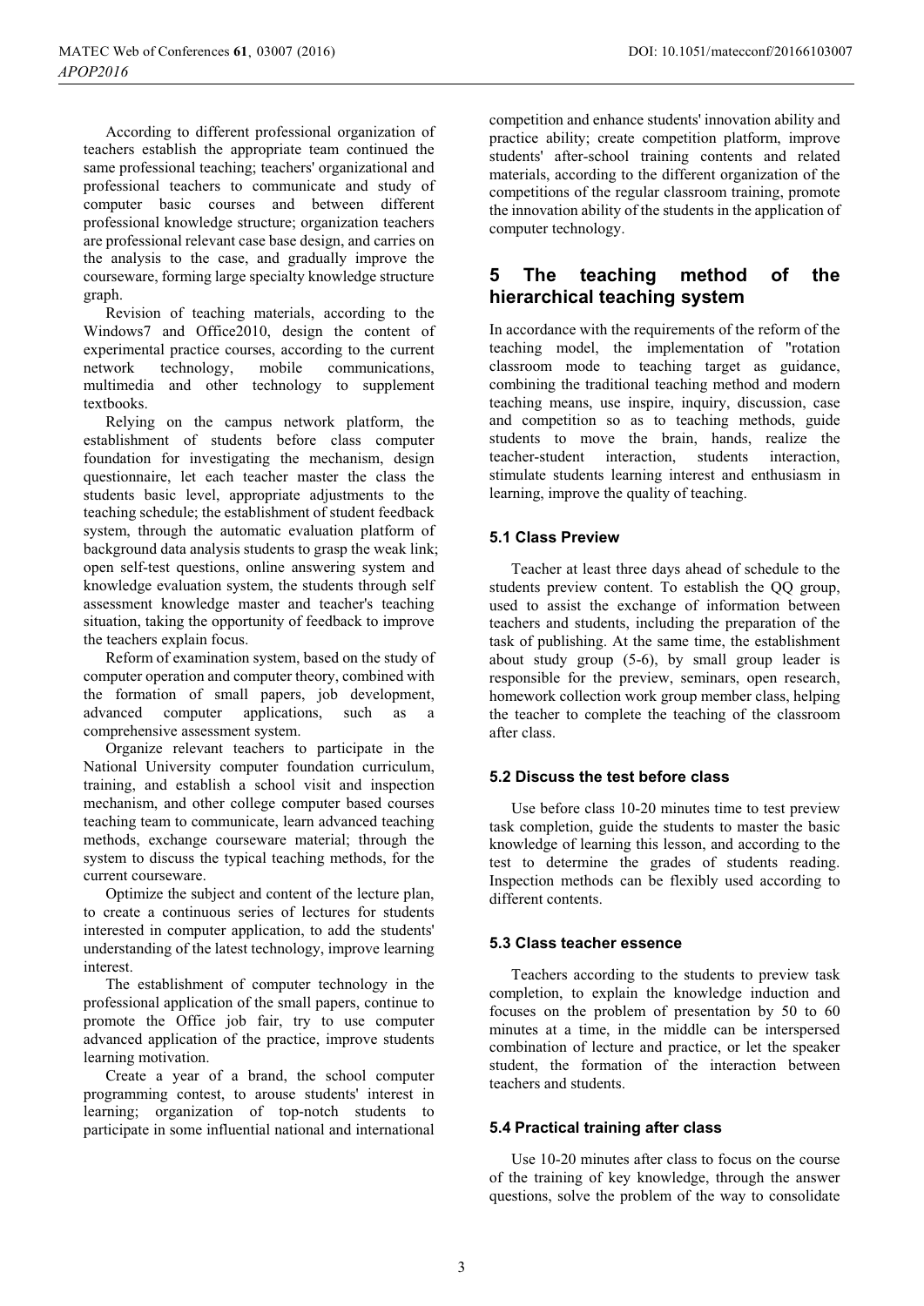According to different professional organization of teachers establish the appropriate team continued the same professional teaching; teachers' organizational and professional teachers to communicate and study of computer basic courses and between different professional knowledge structure; organization teachers are professional relevant case base design, and carries on the analysis to the case, and gradually improve the courseware, forming large specialty knowledge structure graph.

Revision of teaching materials, according to the Windows7 and Office2010, design the content of experimental practice courses, according to the current network technology, mobile communications, multimedia and other technology to supplement textbooks.

Relying on the campus network platform, the establishment of students before class computer foundation for investigating the mechanism, design questionnaire, let each teacher master the class the students basic level, appropriate adjustments to the teaching schedule; the establishment of student feedback system, through the automatic evaluation platform of background data analysis students to grasp the weak link; open self-test questions, online answering system and knowledge evaluation system, the students through self assessment knowledge master and teacher's teaching situation, taking the opportunity of feedback to improve the teachers explain focus.

Reform of examination system, based on the study of computer operation and computer theory, combined with the formation of small papers, job development, advanced computer applications, such as a comprehensive assessment system.

Organize relevant teachers to participate in the National University computer foundation curriculum, training, and establish a school visit and inspection mechanism, and other college computer based courses teaching team to communicate, learn advanced teaching methods, exchange courseware material; through the system to discuss the typical teaching methods, for the current courseware.

Optimize the subject and content of the lecture plan, to create a continuous series of lectures for students interested in computer application, to add the students' understanding of the latest technology, improve learning interest.

The establishment of computer technology in the professional application of the small papers, continue to promote the Office job fair, try to use computer advanced application of the practice, improve students learning motivation.

Create a year of a brand, the school computer programming contest, to arouse students' interest in learning; organization of top-notch students to participate in some influential national and international competition and enhance students' innovation ability and practice ability; create competition platform, improve students' after-school training contents and related materials, according to the different organization of the competitions of the regular classroom training, promote the innovation ability of the students in the application of computer technology.

## 5 The teaching method of the hierarchical teaching system

In accordance with the requirements of the reform of the teaching model, the implementation of "rotation classroom mode to teaching target as guidance, combining the traditional teaching method and modern teaching means, use inspire, inquiry, discussion, case and competition so as to teaching methods, guide students to move the brain, hands, realize the teacher-student interaction, students interaction, stimulate students learning interest and enthusiasm in learning, improve the quality of teaching.

### 5.1 Class Preview

Teacher at least three days ahead of schedule to the students preview content. To establish the QQ group, used to assist the exchange of information between teachers and students, including the preparation of the task of publishing. At the same time, the establishment about study group (5-6), by small group leader is responsible for the preview, seminars, open research, homework collection work group member class, helping the teacher to complete the teaching of the classroom after class.

### 5.2 Discuss the test before class

Use before class 10-20 minutes time to test preview task completion, guide the students to master the basic knowledge of learning this lesson, and according to the test to determine the grades of students reading. Inspection methods can be flexibly used according to different contents.

### 5.3 Class teacher essence

Teachers according to the students to preview task completion, to explain the knowledge induction and focuses on the problem of presentation by 50 to 60 minutes at a time, in the middle can be interspersed combination of lecture and practice, or let the speaker student, the formation of the interaction between teachers and students.

### 5.4 Practical training after class

Use 10-20 minutes after class to focus on the course of the training of key knowledge, through the answer questions, solve the problem of the way to consolidate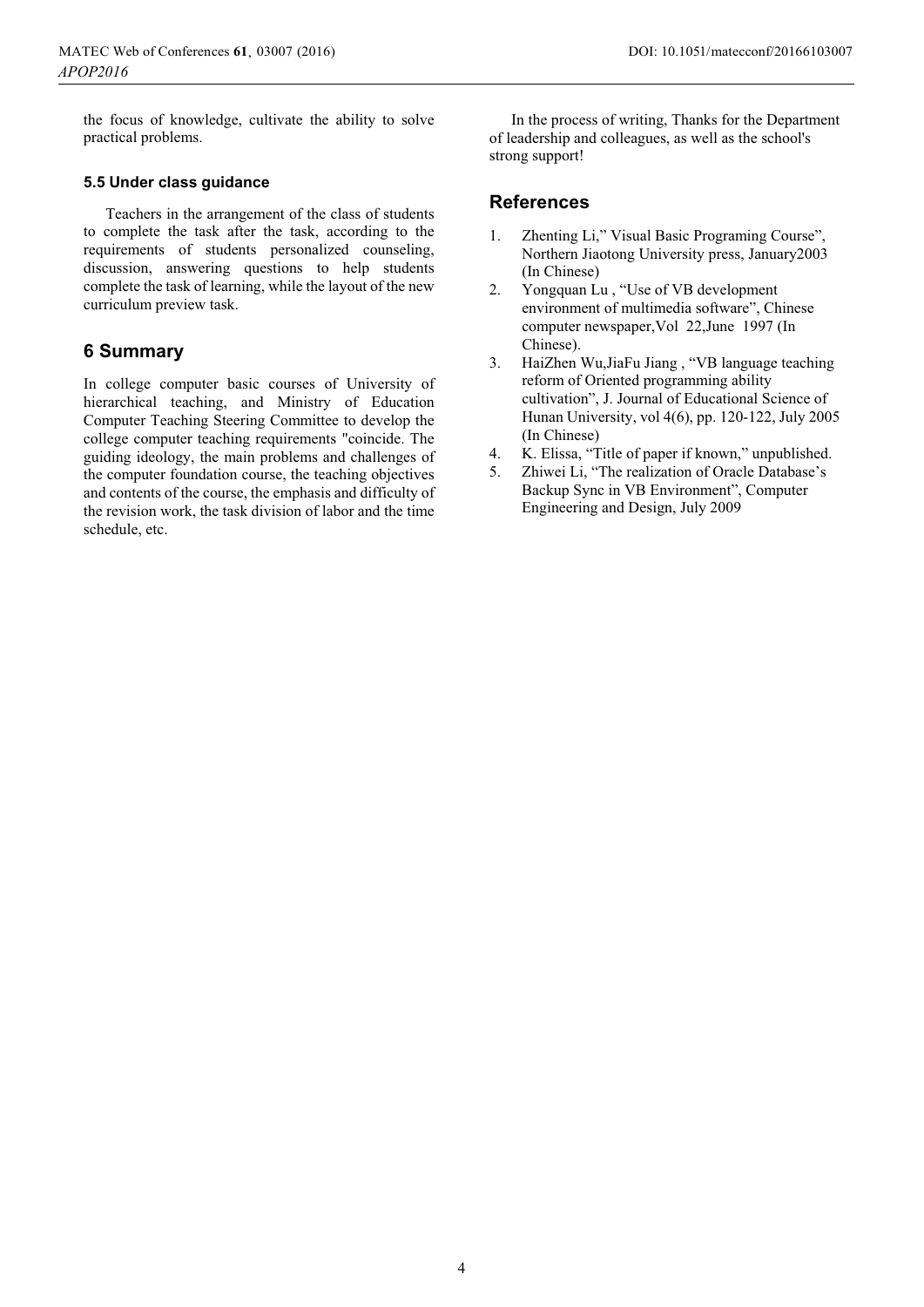the focus of knowledge, cultivate the ability to solve practical problems.

### 5.5 Under class guidance

Teachers in the arrangement of the class of students to complete the task after the task, according to the requirements of students personalized counseling, discussion, answering questions to help students complete the task of learning, while the layout of the new curriculum preview task.

## 6 Summary

In college computer basic courses of University of hierarchical teaching, and Ministry of Education Computer Teaching Steering Committee to develop the college computer teaching requirements "coincide. The guiding ideology, the main problems and challenges of the computer foundation course, the teaching objectives and contents of the course, the emphasis and difficulty of the revision work, the task division of labor and the time schedule, etc.

In the process of writing, Thanks for the Department of leadership and colleagues, as well as the school's strong support!

## References

1. Zhenting Li," Visual Basic Programing Course", Northern Jiaotong University press, January2003 (In Chinese)
2. Yongquan Lu , "Use of VB development environment of multimedia software", Chinese computer newspaper,Vol 22,June 1997 (In Chinese).
3. HaiZhen Wu,JiaFu Jiang , "VB language teaching reform of Oriented programming ability cultivation", J. Journal of Educational Science of Hunan University, vol 4(6), pp. 120-122, July 2005 (In Chinese)
4. K. Elissa, "Title of paper if known," unpublished.
5. Zhiwei Li, "The realization of Oracle Database's Backup Sync in VB Environment", Computer Engineering and Design, July 2009